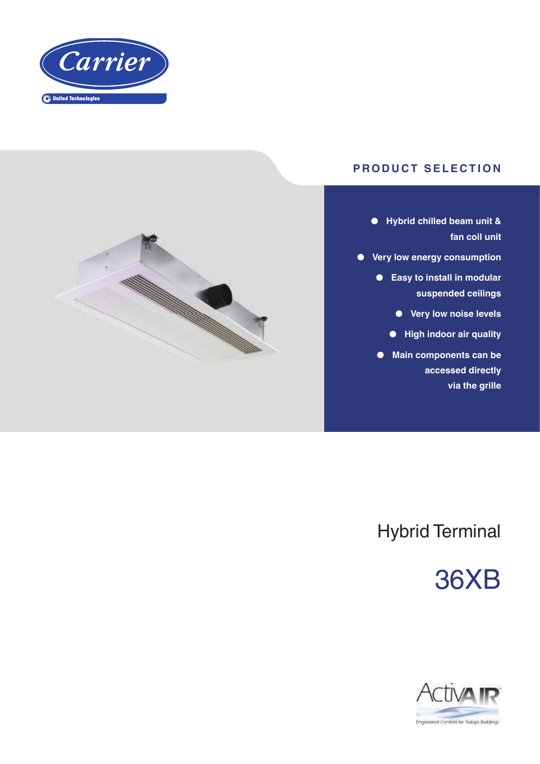Carrier

United Technologies

## PRODUCT SELECTION

- Hybrid chilled beam unit & fan coil unit
- Very low energy consumption
- Easy to install in modular suspended ceilings
- Very low noise levels
- High indoor air quality
- Main components can be accessed directly via the grille

# Hybrid Terminal

# 36XB

ActivAIR

Engineered Comfort for Today's Buildings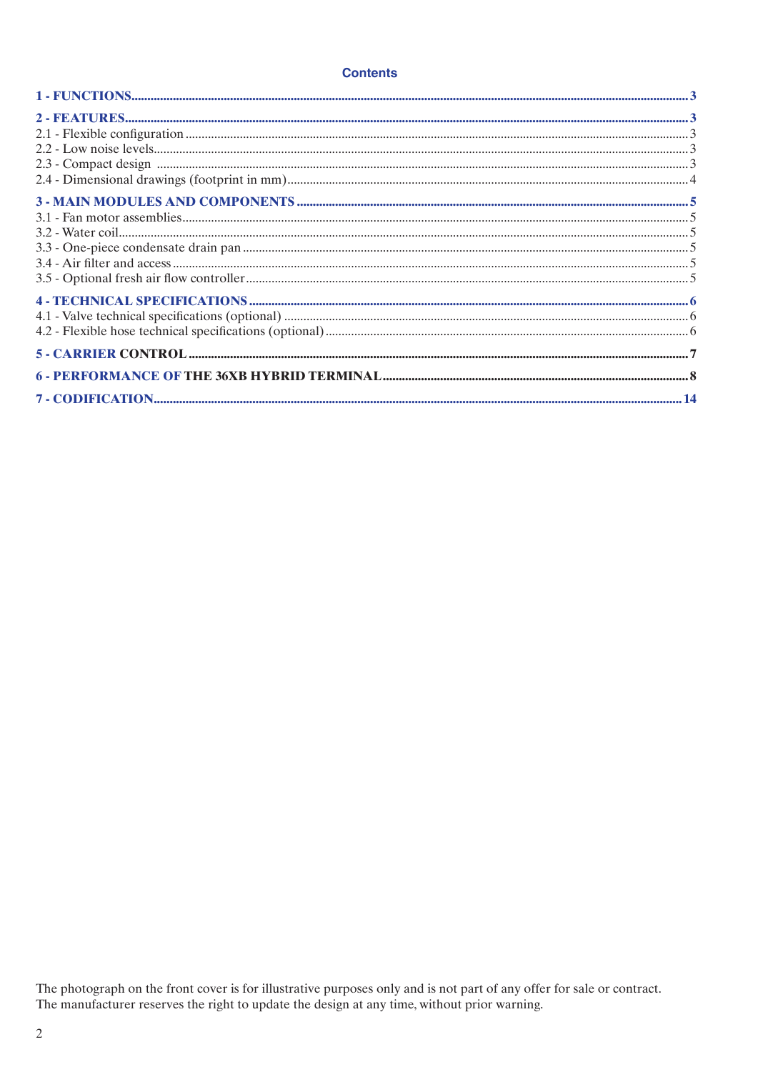## Contents

**1 - FUNCTIONS** ..... 3

**2 - FEATURES** ..... 3

2.1 - Flexible configuration ..... 3

2.2 - Low noise levels ..... 3

2.3 - Compact design ..... 3

2.4 - Dimensional drawings (footprint in mm) ..... 4

**3 - MAIN MODULES AND COMPONENTS** ..... 5

3.1 - Fan motor assemblies ..... 5

3.2 - Water coil ..... 5

3.3 - One-piece condensate drain pan ..... 5

3.4 - Air filter and access ..... 5

3.5 - Optional fresh air flow controller ..... 5

**4 - TECHNICAL SPECIFICATIONS** ..... 6

4.1 - Valve technical specifications (optional) ..... 6

4.2 - Flexible hose technical specifications (optional) ..... 6

**5 - CARRIER CONTROL** ..... 7

**6 - PERFORMANCE OF THE 36XB HYBRID TERMINAL** ..... 8

**7 - CODIFICATION** ..... 14

The photograph on the front cover is for illustrative purposes only and is not part of any offer for sale or contract. The manufacturer reserves the right to update the design at any time, without prior warning.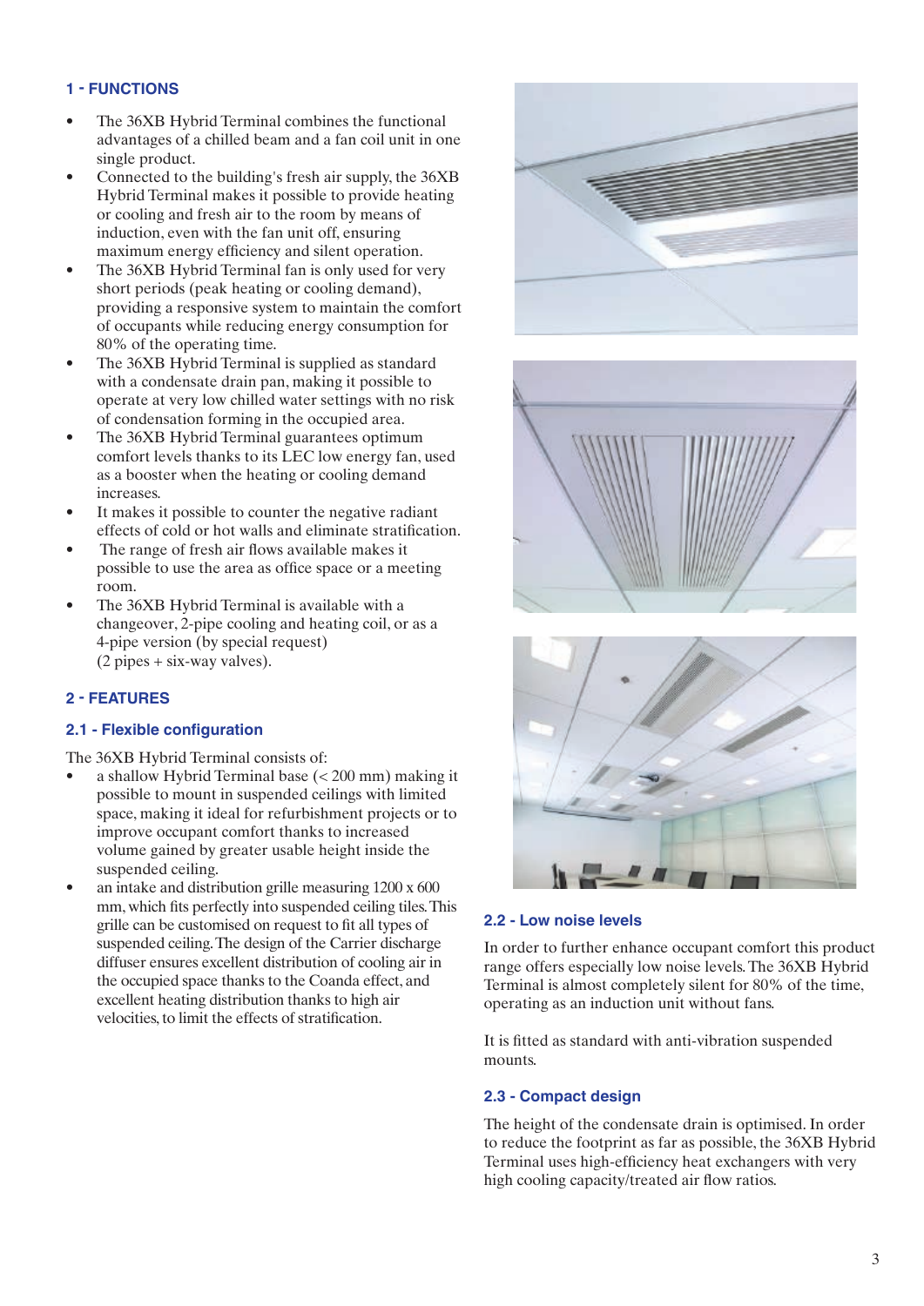## 1 - FUNCTIONS

- The 36XB Hybrid Terminal combines the functional advantages of a chilled beam and a fan coil unit in one single product.
- Connected to the building's fresh air supply, the 36XB Hybrid Terminal makes it possible to provide heating or cooling and fresh air to the room by means of induction, even with the fan unit off, ensuring maximum energy efficiency and silent operation.
- The 36XB Hybrid Terminal fan is only used for very short periods (peak heating or cooling demand), providing a responsive system to maintain the comfort of occupants while reducing energy consumption for 80% of the operating time.
- The 36XB Hybrid Terminal is supplied as standard with a condensate drain pan, making it possible to operate at very low chilled water settings with no risk of condensation forming in the occupied area.
- The 36XB Hybrid Terminal guarantees optimum comfort levels thanks to its LEC low energy fan, used as a booster when the heating or cooling demand increases.
- It makes it possible to counter the negative radiant effects of cold or hot walls and eliminate stratification.
- The range of fresh air flows available makes it possible to use the area as office space or a meeting room.
- The 36XB Hybrid Terminal is available with a changeover, 2-pipe cooling and heating coil, or as a 4-pipe version (by special request) (2 pipes + six-way valves).

## 2 - FEATURES

### 2.1 - Flexible configuration

The 36XB Hybrid Terminal consists of:

- a shallow Hybrid Terminal base (< 200 mm) making it possible to mount in suspended ceilings with limited space, making it ideal for refurbishment projects or to improve occupant comfort thanks to increased volume gained by greater usable height inside the suspended ceiling.
- an intake and distribution grille measuring 1200 x 600 mm, which fits perfectly into suspended ceiling tiles. This grille can be customised on request to fit all types of suspended ceiling. The design of the Carrier discharge diffuser ensures excellent distribution of cooling air in the occupied space thanks to the Coanda effect, and excellent heating distribution thanks to high air velocities, to limit the effects of stratification.

### 2.2 - Low noise levels

In order to further enhance occupant comfort this product range offers especially low noise levels. The 36XB Hybrid Terminal is almost completely silent for 80% of the time, operating as an induction unit without fans.

It is fitted as standard with anti-vibration suspended mounts.

### 2.3 - Compact design

The height of the condensate drain is optimised. In order to reduce the footprint as far as possible, the 36XB Hybrid Terminal uses high-efficiency heat exchangers with very high cooling capacity/treated air flow ratios.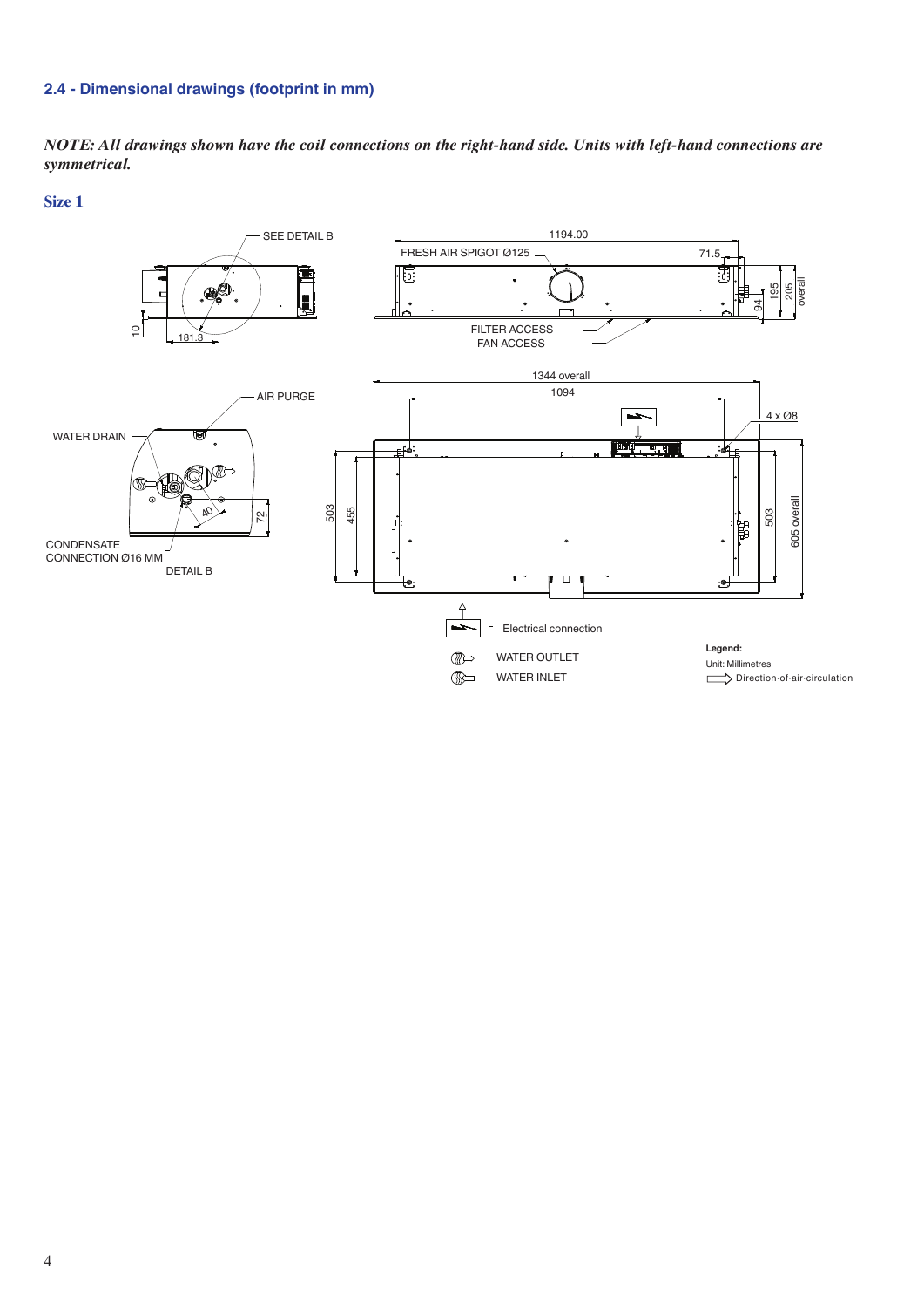## 2.4 - Dimensional drawings (footprint in mm)

***NOTE: All drawings shown have the coil connections on the right-hand side. Units with left-hand connections are symmetrical.***

### Size 1

SEE DETAIL B

FRESH AIR SPIGOT Ø125

1194.00

71.5

195

205 overall

94

10

181.3

FILTER ACCESS

FAN ACCESS

AIR PURGE

WATER DRAIN

CONDENSATE CONNECTION Ø16 MM

DETAIL B

40

72

1344 overall

1094

4 x Ø8

503

455

503

605 overall

= Electrical connection

WATER OUTLET

WATER INLET

**Legend:**

Unit: Millimetres

Direction of air circulation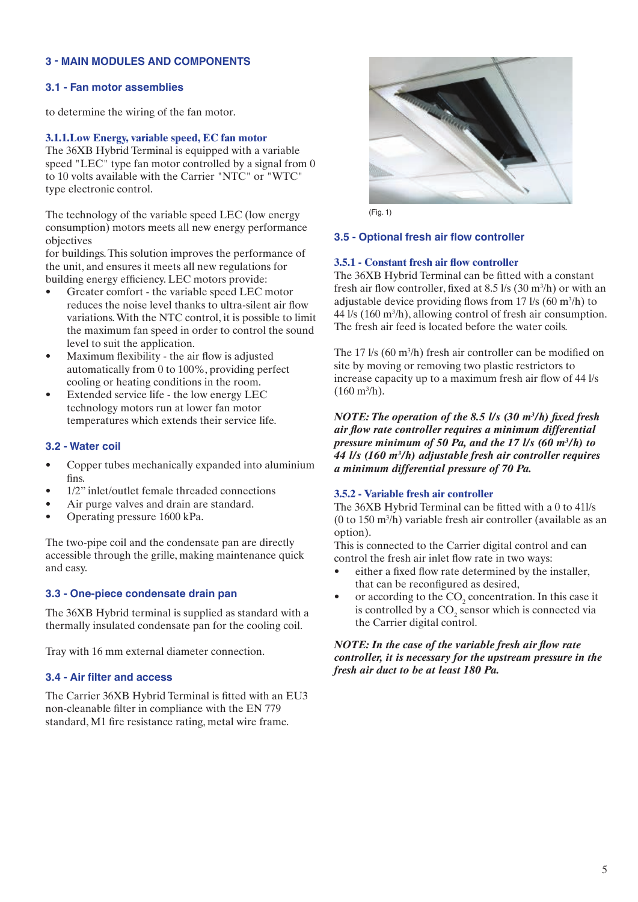## 3 - MAIN MODULES AND COMPONENTS

### 3.1 - Fan motor assemblies

to determine the wiring of the fan motor.

#### 3.1.1.Low Energy, variable speed, EC fan motor

The 36XB Hybrid Terminal is equipped with a variable speed "LEC" type fan motor controlled by a signal from 0 to 10 volts available with the Carrier "NTC" or "WTC" type electronic control.

The technology of the variable speed LEC (low energy consumption) motors meets all new energy performance objectives
for buildings. This solution improves the performance of the unit, and ensures it meets all new regulations for building energy efficiency. LEC motors provide:

- Greater comfort - the variable speed LEC motor reduces the noise level thanks to ultra-silent air flow variations. With the NTC control, it is possible to limit the maximum fan speed in order to control the sound level to suit the application.
- Maximum flexibility - the air flow is adjusted automatically from 0 to 100%, providing perfect cooling or heating conditions in the room.
- Extended service life - the low energy LEC technology motors run at lower fan motor temperatures which extends their service life.

### 3.2 - Water coil

- Copper tubes mechanically expanded into aluminium fins.
- 1/2" inlet/outlet female threaded connections
- Air purge valves and drain are standard.
- Operating pressure 1600 kPa.

The two-pipe coil and the condensate pan are directly accessible through the grille, making maintenance quick and easy.

### 3.3 - One-piece condensate drain pan

The 36XB Hybrid terminal is supplied as standard with a thermally insulated condensate pan for the cooling coil.

Tray with 16 mm external diameter connection.

### 3.4 - Air filter and access

The Carrier 36XB Hybrid Terminal is fitted with an EU3 non-cleanable filter in compliance with the EN 779 standard, M1 fire resistance rating, metal wire frame.

(Fig. 1)

### 3.5 - Optional fresh air flow controller

#### 3.5.1 - Constant fresh air flow controller

The 36XB Hybrid Terminal can be fitted with a constant fresh air flow controller, fixed at 8.5 l/s (30 $m^3$/h) or with an adjustable device providing flows from 17 l/s (60 $m^3$/h) to 44 l/s (160 $m^3$/h), allowing control of fresh air consumption. The fresh air feed is located before the water coils.

The 17 l/s (60 $m^3$/h) fresh air controller can be modified on site by moving or removing two plastic restrictors to increase capacity up to a maximum fresh air flow of 44 l/s (160 $m^3$/h).

***NOTE: The operation of the 8.5 l/s (30 $m^3$/h) fixed fresh air flow rate controller requires a minimum differential pressure minimum of 50 Pa, and the 17 l/s (60 $m^3$/h) to 44 l/s (160 $m^3$/h) adjustable fresh air controller requires a minimum differential pressure of 70 Pa.***

#### 3.5.2 - Variable fresh air controller

The 36XB Hybrid Terminal can be fitted with a 0 to 41l/s (0 to 150 $m^3$/h) variable fresh air controller (available as an option).
This is connected to the Carrier digital control and can control the fresh air inlet flow rate in two ways:

- either a fixed flow rate determined by the installer, that can be reconfigured as desired,
- or according to the $CO_2$ concentration. In this case it is controlled by a $CO_2$ sensor which is connected via the Carrier digital control.

***NOTE: In the case of the variable fresh air flow rate controller, it is necessary for the upstream pressure in the fresh air duct to be at least 180 Pa.***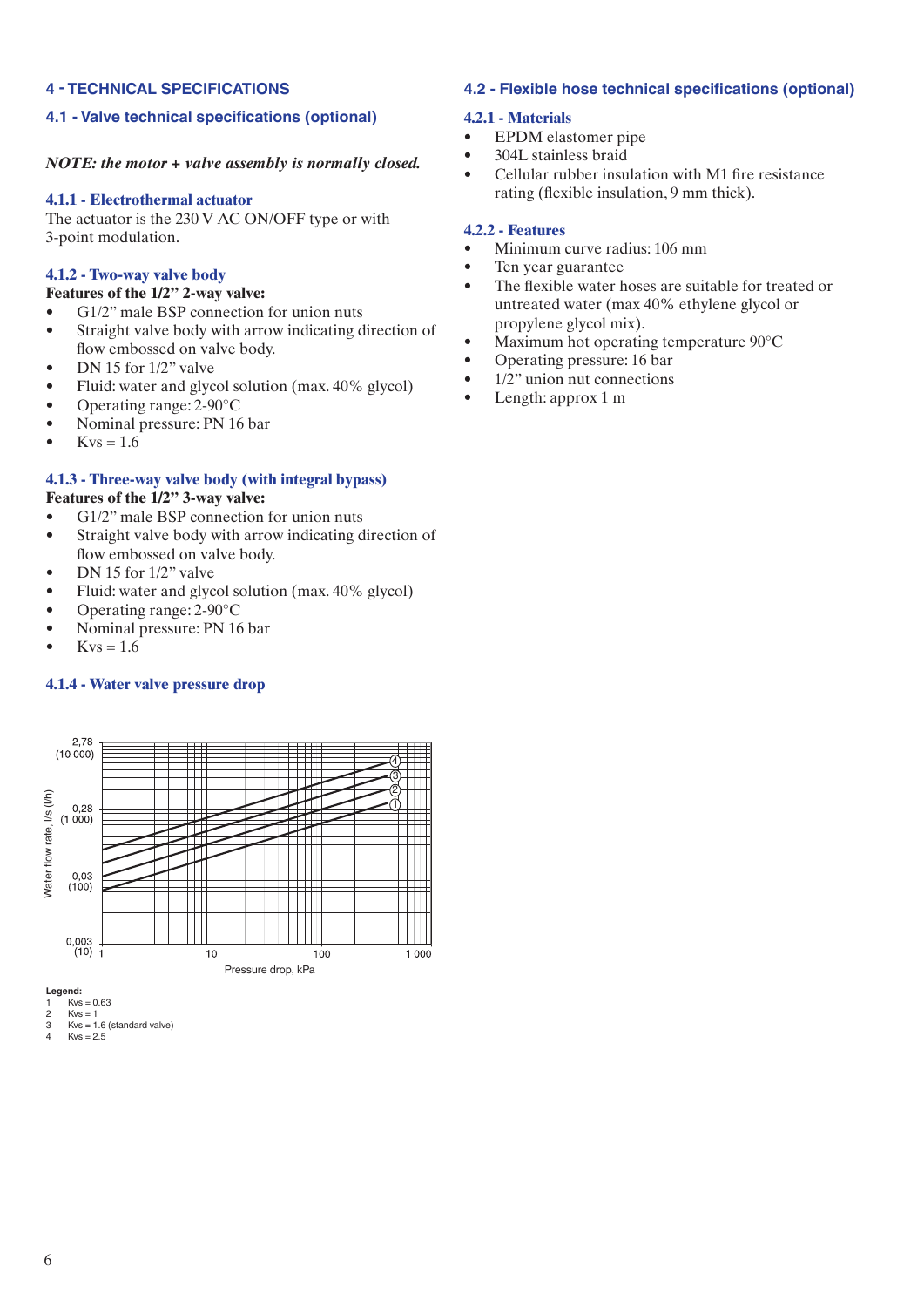## 4 - TECHNICAL SPECIFICATIONS

### 4.1 - Valve technical specifications (optional)

***NOTE: the motor + valve assembly is normally closed.***

#### 4.1.1 - Electrothermal actuator

The actuator is the 230 V AC ON/OFF type or with 3-point modulation.

#### 4.1.2 - Two-way valve body

**Features of the 1/2" 2-way valve:**

- G1/2" male BSP connection for union nuts
- Straight valve body with arrow indicating direction of flow embossed on valve body.
- DN 15 for 1/2" valve
- Fluid: water and glycol solution (max. 40% glycol)
- Operating range: 2-90°C
- Nominal pressure: PN 16 bar
- Kvs = 1.6

#### 4.1.3 - Three-way valve body (with integral bypass)

**Features of the 1/2" 3-way valve:**

- G1/2" male BSP connection for union nuts
- Straight valve body with arrow indicating direction of flow embossed on valve body.
- DN 15 for 1/2" valve
- Fluid: water and glycol solution (max. 40% glycol)
- Operating range: 2-90°C
- Nominal pressure: PN 16 bar
- Kvs = 1.6

#### 4.1.4 - Water valve pressure drop

Water flow rate, l/s (l/h): 2,78 (10 000); 0,28 (1 000); 0,03 (100); 0,003 (10)

Pressure drop, kPa: 1; 10; 100; 1 000

**Legend:**

1. Kvs = 0.63
2. Kvs = 1
3. Kvs = 1.6 (standard valve)
4. Kvs = 2.5

### 4.2 - Flexible hose technical specifications (optional)

#### 4.2.1 - Materials

- EPDM elastomer pipe
- 304L stainless braid
- Cellular rubber insulation with M1 fire resistance rating (flexible insulation, 9 mm thick).

#### 4.2.2 - Features

- Minimum curve radius: 106 mm
- Ten year guarantee
- The flexible water hoses are suitable for treated or untreated water (max 40% ethylene glycol or propylene glycol mix).
- Maximum hot operating temperature 90°C
- Operating pressure: 16 bar
- 1/2" union nut connections
- Length: approx 1 m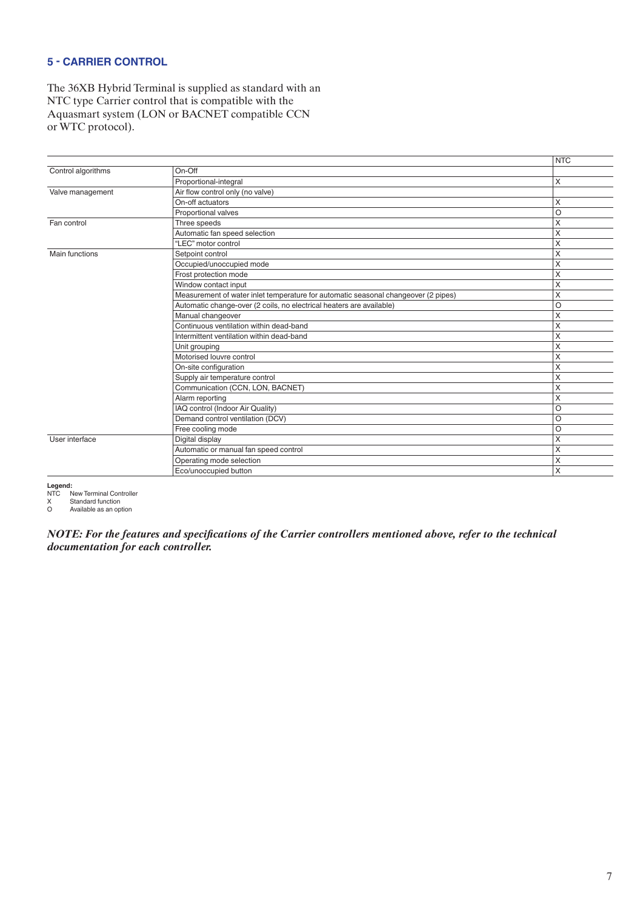## 5 - CARRIER CONTROL

The 36XB Hybrid Terminal is supplied as standard with an NTC type Carrier control that is compatible with the Aquasmart system (LON or BACNET compatible CCN or WTC protocol).

| | | NTC |
|---|---|---|
| Control algorithms | On-Off | |
| | Proportional-integral | X |
| Valve management | Air flow control only (no valve) | |
| | On-off actuators | X |
| | Proportional valves | O |
| Fan control | Three speeds | X |
| | Automatic fan speed selection | X |
| | "LEC" motor control | X |
| Main functions | Setpoint control | X |
| | Occupied/unoccupied mode | X |
| | Frost protection mode | X |
| | Window contact input | X |
| | Measurement of water inlet temperature for automatic seasonal changeover (2 pipes) | X |
| | Automatic change-over (2 coils, no electrical heaters are available) | O |
| | Manual changeover | X |
| | Continuous ventilation within dead-band | X |
| | Intermittent ventilation within dead-band | X |
| | Unit grouping | X |
| | Motorised louvre control | X |
| | On-site configuration | X |
| | Supply air temperature control | X |
| | Communication (CCN, LON, BACNET) | X |
| | Alarm reporting | X |
| | IAQ control (Indoor Air Quality) | O |
| | Demand control ventilation (DCV) | O |
| | Free cooling mode | O |
| User interface | Digital display | X |
| | Automatic or manual fan speed control | X |
| | Operating mode selection | X |
| | Eco/unoccupied button | X |

**Legend:**
NTC New Terminal Controller
X Standard function
O Available as an option

***NOTE: For the features and specifications of the Carrier controllers mentioned above, refer to the technical documentation for each controller.***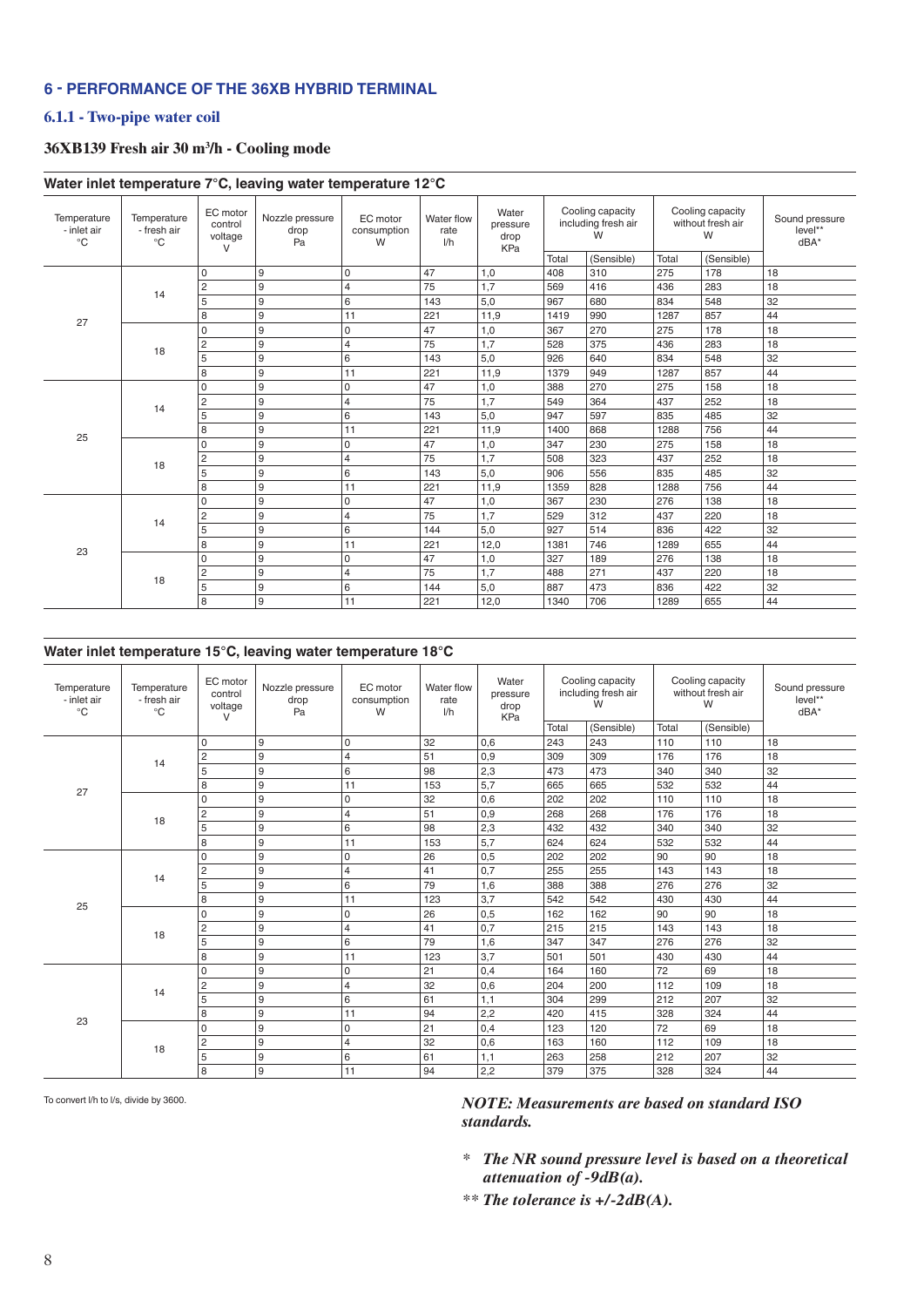## 6 - PERFORMANCE OF THE 36XB HYBRID TERMINAL

### 6.1.1 - Two-pipe water coil

### 36XB139 Fresh air 30 m³/h - Cooling mode

**Water inlet temperature 7°C, leaving water temperature 12°C**

| Temperature - inlet air °C | Temperature - fresh air °C | EC motor control voltage V | Nozzle pressure drop Pa | EC motor consumption W | Water flow rate l/h | Water pressure drop KPa | Cooling capacity including fresh air W | | Cooling capacity without fresh air W | | Sound pressure level** dBA* |
|---|---|---|---|---|---|---|---|---|---|---|---|
| | | | | | | | Total | (Sensible) | Total | (Sensible) | |
| 27 | 14 | 0 | 9 | 0 | 47 | 1,0 | 408 | 310 | 275 | 178 | 18 |
| | | 2 | 9 | 4 | 75 | 1,7 | 569 | 416 | 436 | 283 | 18 |
| | | 5 | 9 | 6 | 143 | 5,0 | 967 | 680 | 834 | 548 | 32 |
| | | 8 | 9 | 11 | 221 | 11,9 | 1419 | 990 | 1287 | 857 | 44 |
| | 18 | 0 | 9 | 0 | 47 | 1,0 | 367 | 270 | 275 | 178 | 18 |
| | | 2 | 9 | 4 | 75 | 1,7 | 528 | 375 | 436 | 283 | 18 |
| | | 5 | 9 | 6 | 143 | 5,0 | 926 | 640 | 834 | 548 | 32 |
| | | 8 | 9 | 11 | 221 | 11,9 | 1379 | 949 | 1287 | 857 | 44 |
| 25 | 14 | 0 | 9 | 0 | 47 | 1,0 | 388 | 270 | 275 | 158 | 18 |
| | | 2 | 9 | 4 | 75 | 1,7 | 549 | 364 | 437 | 252 | 18 |
| | | 5 | 9 | 6 | 143 | 5,0 | 947 | 597 | 835 | 485 | 32 |
| | | 8 | 9 | 11 | 221 | 11,9 | 1400 | 868 | 1288 | 756 | 44 |
| | 18 | 0 | 9 | 0 | 47 | 1,0 | 347 | 230 | 275 | 158 | 18 |
| | | 2 | 9 | 4 | 75 | 1,7 | 508 | 323 | 437 | 252 | 18 |
| | | 5 | 9 | 6 | 143 | 5,0 | 906 | 556 | 835 | 485 | 32 |
| | | 8 | 9 | 11 | 221 | 11,9 | 1359 | 828 | 1288 | 756 | 44 |
| 23 | 14 | 0 | 9 | 0 | 47 | 1,0 | 367 | 230 | 276 | 138 | 18 |
| | | 2 | 9 | 4 | 75 | 1,7 | 529 | 312 | 437 | 220 | 18 |
| | | 5 | 9 | 6 | 144 | 5,0 | 927 | 514 | 836 | 422 | 32 |
| | | 8 | 9 | 11 | 221 | 12,0 | 1381 | 746 | 1289 | 655 | 44 |
| | 18 | 0 | 9 | 0 | 47 | 1,0 | 327 | 189 | 276 | 138 | 18 |
| | | 2 | 9 | 4 | 75 | 1,7 | 488 | 271 | 437 | 220 | 18 |
| | | 5 | 9 | 6 | 144 | 5,0 | 887 | 473 | 836 | 422 | 32 |
| | | 8 | 9 | 11 | 221 | 12,0 | 1340 | 706 | 1289 | 655 | 44 |

**Water inlet temperature 15°C, leaving water temperature 18°C**

| Temperature - inlet air °C | Temperature - fresh air °C | EC motor control voltage V | Nozzle pressure drop Pa | EC motor consumption W | Water flow rate l/h | Water pressure drop KPa | Cooling capacity including fresh air W | | Cooling capacity without fresh air W | | Sound pressure level** dBA* |
|---|---|---|---|---|---|---|---|---|---|---|---|
| | | | | | | | Total | (Sensible) | Total | (Sensible) | |
| 27 | 14 | 0 | 9 | 0 | 32 | 0,6 | 243 | 243 | 110 | 110 | 18 |
| | | 2 | 9 | 4 | 51 | 0,9 | 309 | 309 | 176 | 176 | 18 |
| | | 5 | 9 | 6 | 98 | 2,3 | 473 | 473 | 340 | 340 | 32 |
| | | 8 | 9 | 11 | 153 | 5,7 | 665 | 665 | 532 | 532 | 44 |
| | 18 | 0 | 9 | 0 | 32 | 0,6 | 202 | 202 | 110 | 110 | 18 |
| | | 2 | 9 | 4 | 51 | 0,9 | 268 | 268 | 176 | 176 | 18 |
| | | 5 | 9 | 6 | 98 | 2,3 | 432 | 432 | 340 | 340 | 32 |
| | | 8 | 9 | 11 | 153 | 5,7 | 624 | 624 | 532 | 532 | 44 |
| 25 | 14 | 0 | 9 | 0 | 26 | 0,5 | 202 | 202 | 90 | 90 | 18 |
| | | 2 | 9 | 4 | 41 | 0,7 | 255 | 255 | 143 | 143 | 18 |
| | | 5 | 9 | 6 | 79 | 1,6 | 388 | 388 | 276 | 276 | 32 |
| | | 8 | 9 | 11 | 123 | 3,7 | 542 | 542 | 430 | 430 | 44 |
| | 18 | 0 | 9 | 0 | 26 | 0,5 | 162 | 162 | 90 | 90 | 18 |
| | | 2 | 9 | 4 | 41 | 0,7 | 215 | 215 | 143 | 143 | 18 |
| | | 5 | 9 | 6 | 79 | 1,6 | 347 | 347 | 276 | 276 | 32 |
| | | 8 | 9 | 11 | 123 | 3,7 | 501 | 501 | 430 | 430 | 44 |
| 23 | 14 | 0 | 9 | 0 | 21 | 0,4 | 164 | 160 | 72 | 69 | 18 |
| | | 2 | 9 | 4 | 32 | 0,6 | 204 | 200 | 112 | 109 | 18 |
| | | 5 | 9 | 6 | 61 | 1,1 | 304 | 299 | 212 | 207 | 32 |
| | | 8 | 9 | 11 | 94 | 2,2 | 420 | 415 | 328 | 324 | 44 |
| | 18 | 0 | 9 | 0 | 21 | 0,4 | 123 | 120 | 72 | 69 | 18 |
| | | 2 | 9 | 4 | 32 | 0,6 | 163 | 160 | 112 | 109 | 18 |
| | | 5 | 9 | 6 | 61 | 1,1 | 263 | 258 | 212 | 207 | 32 |
| | | 8 | 9 | 11 | 94 | 2,2 | 379 | 375 | 328 | 324 | 44 |

To convert l/h to l/s, divide by 3600.

*NOTE: Measurements are based on standard ISO standards.*

\* *The NR sound pressure level is based on a theoretical attenuation of -9dB(a).*

\*\* *The tolerance is +/-2dB(A).*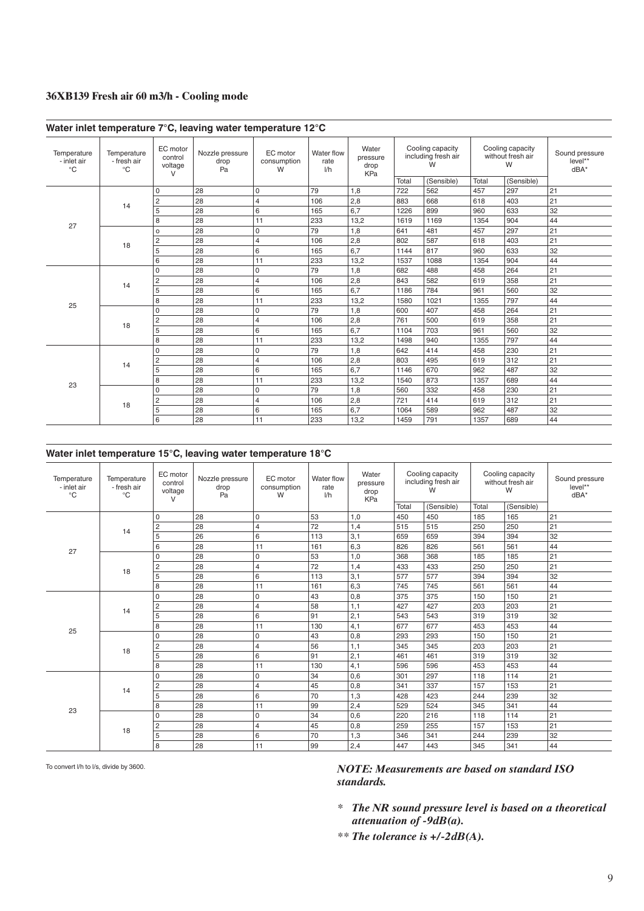## 36XB139 Fresh air 60 m3/h - Cooling mode

### Water inlet temperature 7°C, leaving water temperature 12°C

| Temperature - inlet air °C | Temperature - fresh air °C | EC motor control voltage V | Nozzle pressure drop Pa | EC motor consumption W | Water flow rate l/h | Water pressure drop KPa | Cooling capacity including fresh air W | | Cooling capacity without fresh air W | | Sound pressure level** dBA* |
|---|---|---|---|---|---|---|---|---|---|---|---|
| | | | | | | | Total | (Sensible) | Total | (Sensible) | |
| 27 | 14 | 0 | 28 | 0 | 79 | 1,8 | 722 | 562 | 457 | 297 | 21 |
| | | 2 | 28 | 4 | 106 | 2,8 | 883 | 668 | 618 | 403 | 21 |
| | | 5 | 28 | 6 | 165 | 6,7 | 1226 | 899 | 960 | 633 | 32 |
| | | 8 | 28 | 11 | 233 | 13,2 | 1619 | 1169 | 1354 | 904 | 44 |
| | 18 | o | 28 | 0 | 79 | 1,8 | 641 | 481 | 457 | 297 | 21 |
| | | 2 | 28 | 4 | 106 | 2,8 | 802 | 587 | 618 | 403 | 21 |
| | | 5 | 28 | 6 | 165 | 6,7 | 1144 | 817 | 960 | 633 | 32 |
| | | 6 | 28 | 11 | 233 | 13,2 | 1537 | 1088 | 1354 | 904 | 44 |
| 25 | 14 | 0 | 28 | 0 | 79 | 1,8 | 682 | 488 | 458 | 264 | 21 |
| | | 2 | 28 | 4 | 106 | 2,8 | 843 | 582 | 619 | 358 | 21 |
| | | 5 | 28 | 6 | 165 | 6,7 | 1186 | 784 | 961 | 560 | 32 |
| | | 8 | 28 | 11 | 233 | 13,2 | 1580 | 1021 | 1355 | 797 | 44 |
| | 18 | 0 | 28 | 0 | 79 | 1,8 | 600 | 407 | 458 | 264 | 21 |
| | | 2 | 28 | 4 | 106 | 2,8 | 761 | 500 | 619 | 358 | 21 |
| | | 5 | 28 | 6 | 165 | 6,7 | 1104 | 703 | 961 | 560 | 32 |
| | | 8 | 28 | 11 | 233 | 13,2 | 1498 | 940 | 1355 | 797 | 44 |
| 23 | 14 | 0 | 28 | 0 | 79 | 1,8 | 642 | 414 | 458 | 230 | 21 |
| | | 2 | 28 | 4 | 106 | 2,8 | 803 | 495 | 619 | 312 | 21 |
| | | 5 | 28 | 6 | 165 | 6,7 | 1146 | 670 | 962 | 487 | 32 |
| | | 8 | 28 | 11 | 233 | 13,2 | 1540 | 873 | 1357 | 689 | 44 |
| | 18 | 0 | 28 | 0 | 79 | 1,8 | 560 | 332 | 458 | 230 | 21 |
| | | 2 | 28 | 4 | 106 | 2,8 | 721 | 414 | 619 | 312 | 21 |
| | | 5 | 28 | 6 | 165 | 6,7 | 1064 | 589 | 962 | 487 | 32 |
| | | 6 | 28 | 11 | 233 | 13,2 | 1459 | 791 | 1357 | 689 | 44 |

### Water inlet temperature 15°C, leaving water temperature 18°C

| Temperature - inlet air °C | Temperature - fresh air °C | EC motor control voltage V | Nozzle pressure drop Pa | EC motor consumption W | Water flow rate l/h | Water pressure drop KPa | Cooling capacity including fresh air W | | Cooling capacity without fresh air W | | Sound pressure level** dBA* |
|---|---|---|---|---|---|---|---|---|---|---|---|
| | | | | | | | Total | (Sensible) | Total | (Sensible) | |
| 27 | 14 | 0 | 28 | 0 | 53 | 1,0 | 450 | 450 | 185 | 165 | 21 |
| | | 2 | 28 | 4 | 72 | 1,4 | 515 | 515 | 250 | 250 | 21 |
| | | 5 | 26 | 6 | 113 | 3,1 | 659 | 659 | 394 | 394 | 32 |
| | | 6 | 28 | 11 | 161 | 6,3 | 826 | 826 | 561 | 561 | 44 |
| | 18 | 0 | 28 | 0 | 53 | 1,0 | 368 | 368 | 185 | 185 | 21 |
| | | 2 | 28 | 4 | 72 | 1,4 | 433 | 433 | 250 | 250 | 21 |
| | | 5 | 28 | 6 | 113 | 3,1 | 577 | 577 | 394 | 394 | 32 |
| | | 8 | 28 | 11 | 161 | 6,3 | 745 | 745 | 561 | 561 | 44 |
| 25 | 14 | 0 | 28 | 0 | 43 | 0,8 | 375 | 375 | 150 | 150 | 21 |
| | | 2 | 28 | 4 | 58 | 1,1 | 427 | 427 | 203 | 203 | 21 |
| | | 5 | 28 | 6 | 91 | 2,1 | 543 | 543 | 319 | 319 | 32 |
| | | 8 | 28 | 11 | 130 | 4,1 | 677 | 677 | 453 | 453 | 44 |
| | 18 | 0 | 28 | 0 | 43 | 0,8 | 293 | 293 | 150 | 150 | 21 |
| | | 2 | 28 | 4 | 56 | 1,1 | 345 | 345 | 203 | 203 | 21 |
| | | 5 | 28 | 6 | 91 | 2,1 | 461 | 461 | 319 | 319 | 32 |
| | | 8 | 28 | 11 | 130 | 4,1 | 596 | 596 | 453 | 453 | 44 |
| 23 | 14 | 0 | 28 | 0 | 34 | 0,6 | 301 | 297 | 118 | 114 | 21 |
| | | 2 | 28 | 4 | 45 | 0,8 | 341 | 337 | 157 | 153 | 21 |
| | | 5 | 28 | 6 | 70 | 1,3 | 428 | 423 | 244 | 239 | 32 |
| | | 8 | 28 | 11 | 99 | 2,4 | 529 | 524 | 345 | 341 | 44 |
| | 18 | 0 | 28 | 0 | 34 | 0,6 | 220 | 216 | 118 | 114 | 21 |
| | | 2 | 28 | 4 | 45 | 0,8 | 259 | 255 | 157 | 153 | 21 |
| | | 5 | 28 | 6 | 70 | 1,3 | 346 | 341 | 244 | 239 | 32 |
| | | 8 | 28 | 11 | 99 | 2,4 | 447 | 443 | 345 | 341 | 44 |

To convert l/h to l/s, divide by 3600.

***NOTE: Measurements are based on standard ISO standards.***

- ***\* The NR sound pressure level is based on a theoretical attenuation of -9dB(a).***
- ***\*\* The tolerance is +/-2dB(A).***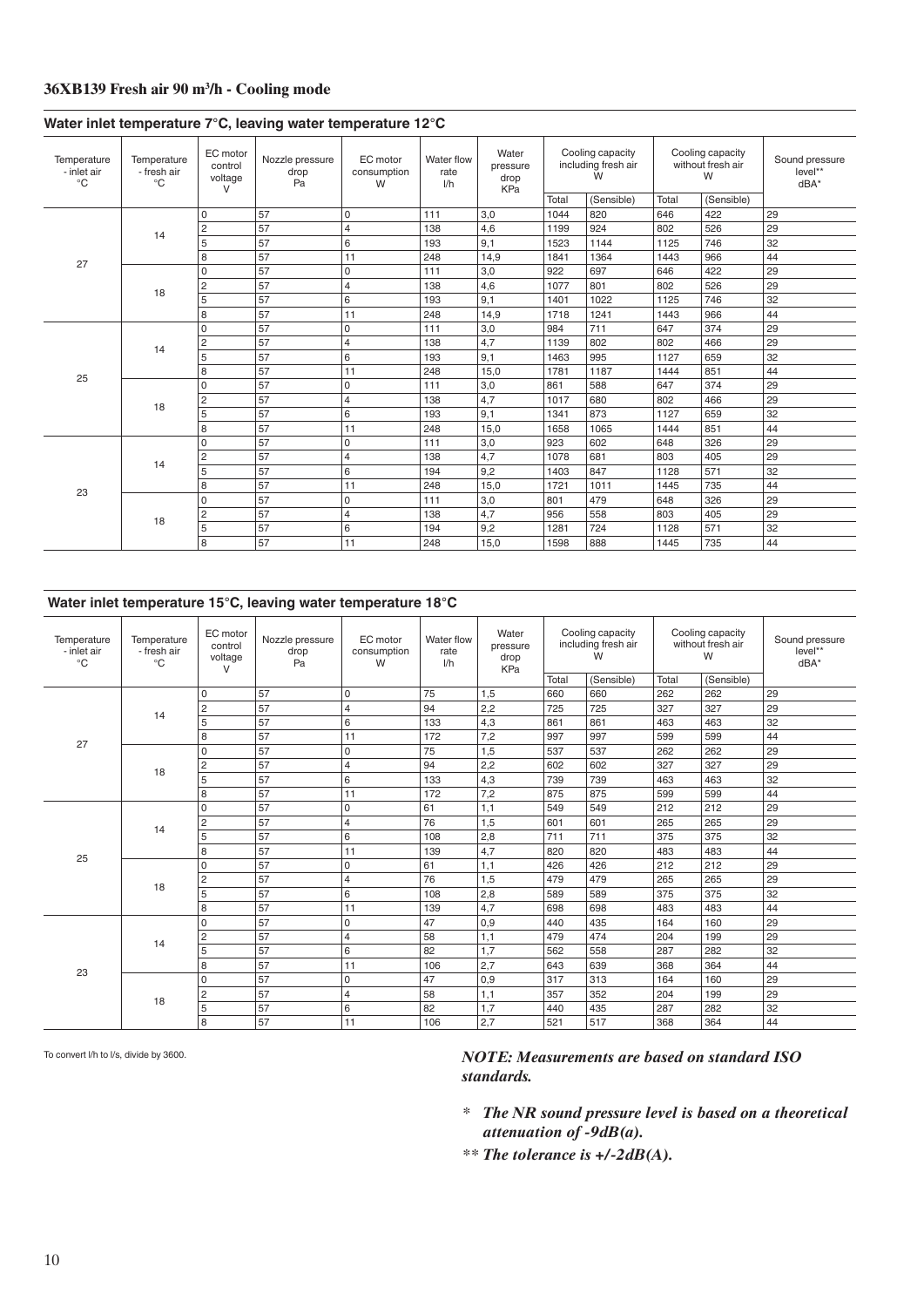### 36XB139 Fresh air 90 $m^3$/h - Cooling mode

**Water inlet temperature 7°C, leaving water temperature 12°C**

| Temperature - inlet air °C | Temperature - fresh air °C | EC motor control voltage V | Nozzle pressure drop Pa | EC motor consumption W | Water flow rate l/h | Water pressure drop KPa | Cooling capacity including fresh air W | | Cooling capacity without fresh air W | | Sound pressure level** dBA* |
|---|---|---|---|---|---|---|---|---|---|---|---|
| | | | | | | | Total | (Sensible) | Total | (Sensible) | |
| 27 | 14 | 0 | 57 | 0 | 111 | 3,0 | 1044 | 820 | 646 | 422 | 29 |
| | | 2 | 57 | 4 | 138 | 4,6 | 1199 | 924 | 802 | 526 | 29 |
| | | 5 | 57 | 6 | 193 | 9,1 | 1523 | 1144 | 1125 | 746 | 32 |
| | | 8 | 57 | 11 | 248 | 14,9 | 1841 | 1364 | 1443 | 966 | 44 |
| | 18 | 0 | 57 | 0 | 111 | 3,0 | 922 | 697 | 646 | 422 | 29 |
| | | 2 | 57 | 4 | 138 | 4,6 | 1077 | 801 | 802 | 526 | 29 |
| | | 5 | 57 | 6 | 193 | 9,1 | 1401 | 1022 | 1125 | 746 | 32 |
| | | 8 | 57 | 11 | 248 | 14,9 | 1718 | 1241 | 1443 | 966 | 44 |
| 25 | 14 | 0 | 57 | 0 | 111 | 3,0 | 984 | 711 | 647 | 374 | 29 |
| | | 2 | 57 | 4 | 138 | 4,7 | 1139 | 802 | 802 | 466 | 29 |
| | | 5 | 57 | 6 | 193 | 9,1 | 1463 | 995 | 1127 | 659 | 32 |
| | | 8 | 57 | 11 | 248 | 15,0 | 1781 | 1187 | 1444 | 851 | 44 |
| | 18 | 0 | 57 | 0 | 111 | 3,0 | 861 | 588 | 647 | 374 | 29 |
| | | 2 | 57 | 4 | 138 | 4,7 | 1017 | 680 | 802 | 466 | 29 |
| | | 5 | 57 | 6 | 193 | 9,1 | 1341 | 873 | 1127 | 659 | 32 |
| | | 8 | 57 | 11 | 248 | 15,0 | 1658 | 1065 | 1444 | 851 | 44 |
| 23 | 14 | 0 | 57 | 0 | 111 | 3,0 | 923 | 602 | 648 | 326 | 29 |
| | | 2 | 57 | 4 | 138 | 4,7 | 1078 | 681 | 803 | 405 | 29 |
| | | 5 | 57 | 6 | 194 | 9,2 | 1403 | 847 | 1128 | 571 | 32 |
| | | 8 | 57 | 11 | 248 | 15,0 | 1721 | 1011 | 1445 | 735 | 44 |
| | 18 | 0 | 57 | 0 | 111 | 3,0 | 801 | 479 | 648 | 326 | 29 |
| | | 2 | 57 | 4 | 138 | 4,7 | 956 | 558 | 803 | 405 | 29 |
| | | 5 | 57 | 6 | 194 | 9,2 | 1281 | 724 | 1128 | 571 | 32 |
| | | 8 | 57 | 11 | 248 | 15,0 | 1598 | 888 | 1445 | 735 | 44 |

**Water inlet temperature 15°C, leaving water temperature 18°C**

| Temperature - inlet air °C | Temperature - fresh air °C | EC motor control voltage V | Nozzle pressure drop Pa | EC motor consumption W | Water flow rate l/h | Water pressure drop KPa | Cooling capacity including fresh air W | | Cooling capacity without fresh air W | | Sound pressure level** dBA* |
|---|---|---|---|---|---|---|---|---|---|---|---|
| | | | | | | | Total | (Sensible) | Total | (Sensible) | |
| 27 | 14 | 0 | 57 | 0 | 75 | 1,5 | 660 | 660 | 262 | 262 | 29 |
| | | 2 | 57 | 4 | 94 | 2,2 | 725 | 725 | 327 | 327 | 29 |
| | | 5 | 57 | 6 | 133 | 4,3 | 861 | 861 | 463 | 463 | 32 |
| | | 8 | 57 | 11 | 172 | 7,2 | 997 | 997 | 599 | 599 | 44 |
| | 18 | 0 | 57 | 0 | 75 | 1,5 | 537 | 537 | 262 | 262 | 29 |
| | | 2 | 57 | 4 | 94 | 2,2 | 602 | 602 | 327 | 327 | 29 |
| | | 5 | 57 | 6 | 133 | 4,3 | 739 | 739 | 463 | 463 | 32 |
| | | 8 | 57 | 11 | 172 | 7,2 | 875 | 875 | 599 | 599 | 44 |
| 25 | 14 | 0 | 57 | 0 | 61 | 1,1 | 549 | 549 | 212 | 212 | 29 |
| | | 2 | 57 | 4 | 76 | 1,5 | 601 | 601 | 265 | 265 | 29 |
| | | 5 | 57 | 6 | 108 | 2,8 | 711 | 711 | 375 | 375 | 32 |
| | | 8 | 57 | 11 | 139 | 4,7 | 820 | 820 | 483 | 483 | 44 |
| | 18 | 0 | 57 | 0 | 61 | 1,1 | 426 | 426 | 212 | 212 | 29 |
| | | 2 | 57 | 4 | 76 | 1,5 | 479 | 479 | 265 | 265 | 29 |
| | | 5 | 57 | 6 | 108 | 2,8 | 589 | 589 | 375 | 375 | 32 |
| | | 8 | 57 | 11 | 139 | 4,7 | 698 | 698 | 483 | 483 | 44 |
| 23 | 14 | 0 | 57 | 0 | 47 | 0,9 | 440 | 435 | 164 | 160 | 29 |
| | | 2 | 57 | 4 | 58 | 1,1 | 479 | 474 | 204 | 199 | 29 |
| | | 5 | 57 | 6 | 82 | 1,7 | 562 | 558 | 287 | 282 | 32 |
| | | 8 | 57 | 11 | 106 | 2,7 | 643 | 639 | 368 | 364 | 44 |
| | 18 | 0 | 57 | 0 | 47 | 0,9 | 317 | 313 | 164 | 160 | 29 |
| | | 2 | 57 | 4 | 58 | 1,1 | 357 | 352 | 204 | 199 | 29 |
| | | 5 | 57 | 6 | 82 | 1,7 | 440 | 435 | 287 | 282 | 32 |
| | | 8 | 57 | 11 | 106 | 2,7 | 521 | 517 | 368 | 364 | 44 |

To convert l/h to l/s, divide by 3600.

*NOTE: Measurements are based on standard ISO standards.*

- *\* The NR sound pressure level is based on a theoretical attenuation of -9dB(a).*
- *\*\* The tolerance is +/-2dB(A).*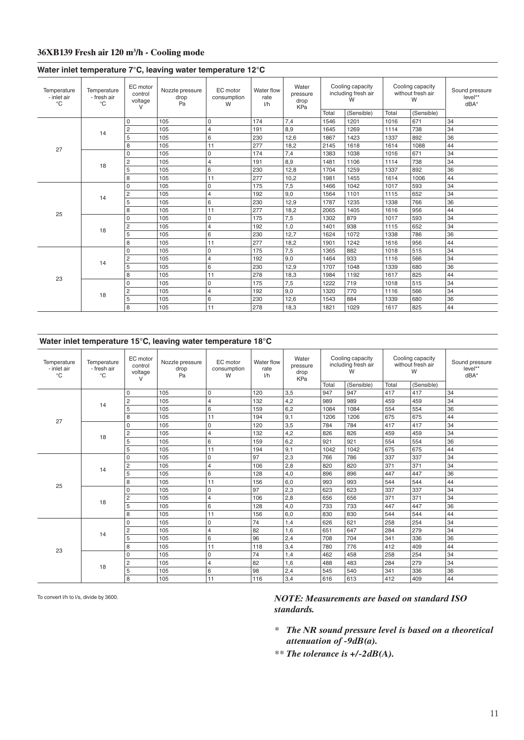### 36XB139 Fresh air 120 m³/h - Cooling mode

#### Water inlet temperature 7°C, leaving water temperature 12°C

| Temperature - inlet air °C | Temperature - fresh air °C | EC motor control voltage V | Nozzle pressure drop Pa | EC motor consumption W | Water flow rate l/h | Water pressure drop KPa | Cooling capacity including fresh air W | | Cooling capacity without fresh air W | | Sound pressure level** dBA* |
|---|---|---|---|---|---|---|---|---|---|---|---|
| | | | | | | | Total | (Sensible) | Total | (Sensible) | |
| 27 | 14 | 0 | 105 | 0 | 174 | 7,4 | 1546 | 1201 | 1016 | 671 | 34 |
| | | 2 | 105 | 4 | 191 | 8,9 | 1645 | 1269 | 1114 | 738 | 34 |
| | | 5 | 105 | 6 | 230 | 12,6 | 1867 | 1423 | 1337 | 892 | 36 |
| | | 8 | 105 | 11 | 277 | 18,2 | 2145 | 1618 | 1614 | 1088 | 44 |
| | 18 | 0 | 105 | 0 | 174 | 7,4 | 1383 | 1038 | 1016 | 671 | 34 |
| | | 2 | 105 | 4 | 191 | 8,9 | 1481 | 1106 | 1114 | 738 | 34 |
| | | 5 | 105 | 6 | 230 | 12,8 | 1704 | 1259 | 1337 | 892 | 36 |
| | | 8 | 105 | 11 | 277 | 10,2 | 1981 | 1455 | 1614 | 1006 | 44 |
| 25 | 14 | 0 | 105 | 0 | 175 | 7,5 | 1466 | 1042 | 1017 | 593 | 34 |
| | | 2 | 105 | 4 | 192 | 9,0 | 1564 | 1101 | 1115 | 652 | 34 |
| | | 5 | 105 | 6 | 230 | 12,9 | 1787 | 1235 | 1338 | 766 | 36 |
| | | 8 | 105 | 11 | 277 | 18,2 | 2065 | 1405 | 1616 | 956 | 44 |
| | 18 | 0 | 105 | 0 | 175 | 7,5 | 1302 | 879 | 1017 | 593 | 34 |
| | | 2 | 105 | 4 | 192 | 1,0 | 1401 | 938 | 1115 | 652 | 34 |
| | | 5 | 105 | 6 | 230 | 12,7 | 1624 | 1072 | 1338 | 786 | 36 |
| | | 8 | 105 | 11 | 277 | 18,2 | 1901 | 1242 | 1616 | 956 | 44 |
| 23 | 14 | 0 | 105 | 0 | 175 | 7,5 | 1365 | 882 | 1018 | 515 | 34 |
| | | 2 | 105 | 4 | 192 | 9,0 | 1464 | 933 | 1116 | 566 | 34 |
| | | 5 | 105 | 6 | 230 | 12,9 | 1707 | 1048 | 1339 | 680 | 36 |
| | | 8 | 105 | 11 | 278 | 18,3 | 1984 | 1192 | 1617 | 825 | 44 |
| | 18 | 0 | 105 | 0 | 175 | 7,5 | 1222 | 719 | 1018 | 515 | 34 |
| | | 2 | 105 | 4 | 192 | 9,0 | 1320 | 770 | 1116 | 566 | 34 |
| | | 5 | 105 | 6 | 230 | 12,6 | 1543 | 884 | 1339 | 680 | 36 |
| | | 8 | 105 | 11 | 278 | 18,3 | 1821 | 1029 | 1617 | 825 | 44 |

#### Water inlet temperature 15°C, leaving water temperature 18°C

| Temperature - inlet air °C | Temperature - fresh air °C | EC motor control voltage V | Nozzle pressure drop Pa | EC motor consumption W | Water flow rate l/h | Water pressure drop KPa | Cooling capacity including fresh air W | | Cooling capacity without fresh air W | | Sound pressure level** dBA* |
|---|---|---|---|---|---|---|---|---|---|---|---|
| | | | | | | | Total | (Sensible) | Total | (Sensible) | |
| 27 | 14 | 0 | 105 | 0 | 120 | 3,5 | 947 | 947 | 417 | 417 | 34 |
| | | 2 | 105 | 4 | 132 | 4,2 | 989 | 989 | 459 | 459 | 34 |
| | | 5 | 105 | 6 | 159 | 6,2 | 1084 | 1084 | 554 | 554 | 36 |
| | | 8 | 105 | 11 | 194 | 9,1 | 1206 | 1206 | 675 | 675 | 44 |
| | 18 | 0 | 105 | 0 | 120 | 3,5 | 784 | 784 | 417 | 417 | 34 |
| | | 2 | 105 | 4 | 132 | 4,2 | 826 | 826 | 459 | 459 | 34 |
| | | 5 | 105 | 6 | 159 | 6,2 | 921 | 921 | 554 | 554 | 36 |
| | | 5 | 105 | 11 | 194 | 9,1 | 1042 | 1042 | 675 | 675 | 44 |
| 25 | 14 | 0 | 105 | 0 | 97 | 2,3 | 766 | 786 | 337 | 337 | 34 |
| | | 2 | 105 | 4 | 106 | 2,8 | 820 | 820 | 371 | 371 | 34 |
| | | 5 | 105 | 6 | 128 | 4,0 | 896 | 896 | 447 | 447 | 36 |
| | | 8 | 105 | 11 | 156 | 6,0 | 993 | 993 | 544 | 544 | 44 |
| | 18 | 0 | 105 | 0 | 97 | 2,3 | 623 | 623 | 337 | 337 | 34 |
| | | 2 | 105 | 4 | 106 | 2,8 | 656 | 656 | 371 | 371 | 34 |
| | | 5 | 105 | 6 | 128 | 4,0 | 733 | 733 | 447 | 447 | 36 |
| | | 8 | 105 | 11 | 156 | 6,0 | 830 | 830 | 544 | 544 | 44 |
| 23 | 14 | 0 | 105 | 0 | 74 | 1,4 | 626 | 621 | 258 | 254 | 34 |
| | | 2 | 105 | 4 | 82 | 1,6 | 651 | 647 | 284 | 279 | 34 |
| | | 5 | 105 | 6 | 96 | 2,4 | 708 | 704 | 341 | 336 | 36 |
| | | 8 | 105 | 11 | 118 | 3,4 | 780 | 776 | 412 | 409 | 44 |
| | 18 | 0 | 105 | 0 | 74 | 1,4 | 462 | 458 | 258 | 254 | 34 |
| | | 2 | 105 | 4 | 82 | 1,6 | 488 | 483 | 284 | 279 | 34 |
| | | 5 | 105 | 6 | 98 | 2,4 | 545 | 540 | 341 | 336 | 36 |
| | | 8 | 105 | 11 | 116 | 3,4 | 616 | 613 | 412 | 409 | 44 |

To convert l/h to l/s, divide by 3600.

***NOTE: Measurements are based on standard ISO standards.***

*\* The NR sound pressure level is based on a theoretical attenuation of -9dB(a).*

*\*\* The tolerance is +/-2dB(A).*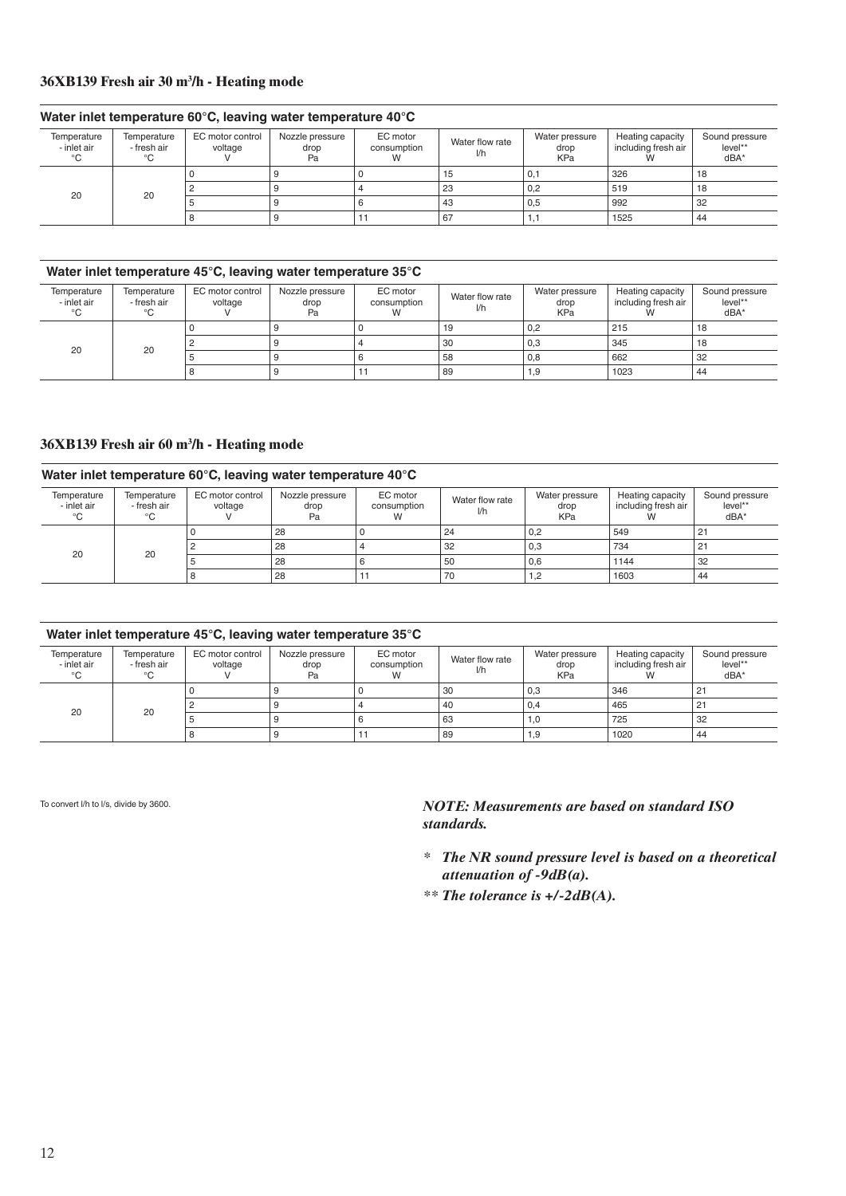### 36XB139 Fresh air 30 m³/h - Heating mode

**Water inlet temperature 60°C, leaving water temperature 40°C**

| Temperature - inlet air °C | Temperature - fresh air °C | EC motor control voltage V | Nozzle pressure drop Pa | EC motor consumption W | Water flow rate l/h | Water pressure drop KPa | Heating capacity including fresh air W | Sound pressure level** dBA* |
|---|---|---|---|---|---|---|---|---|
| 20 | 20 | 0 | 9 | 0 | 15 | 0,1 | 326 | 18 |
| | | 2 | 9 | 4 | 23 | 0,2 | 519 | 18 |
| | | 5 | 9 | 6 | 43 | 0,5 | 992 | 32 |
| | | 8 | 9 | 11 | 67 | 1,1 | 1525 | 44 |

**Water inlet temperature 45°C, leaving water temperature 35°C**

| Temperature - inlet air °C | Temperature - fresh air °C | EC motor control voltage V | Nozzle pressure drop Pa | EC motor consumption W | Water flow rate l/h | Water pressure drop KPa | Heating capacity including fresh air W | Sound pressure level** dBA* |
|---|---|---|---|---|---|---|---|---|
| 20 | 20 | 0 | 9 | 0 | 19 | 0,2 | 215 | 18 |
| | | 2 | 9 | 4 | 30 | 0,3 | 345 | 18 |
| | | 5 | 9 | 6 | 58 | 0,8 | 662 | 32 |
| | | 8 | 9 | 11 | 89 | 1,9 | 1023 | 44 |

### 36XB139 Fresh air 60 m³/h - Heating mode

**Water inlet temperature 60°C, leaving water temperature 40°C**

| Temperature - inlet air °C | Temperature - fresh air °C | EC motor control voltage V | Nozzle pressure drop Pa | EC motor consumption W | Water flow rate l/h | Water pressure drop KPa | Heating capacity including fresh air W | Sound pressure level** dBA* |
|---|---|---|---|---|---|---|---|---|
| 20 | 20 | 0 | 28 | 0 | 24 | 0,2 | 549 | 21 |
| | | 2 | 28 | 4 | 32 | 0,3 | 734 | 21 |
| | | 5 | 28 | 6 | 50 | 0,6 | 1144 | 32 |
| | | 8 | 28 | 11 | 70 | 1,2 | 1603 | 44 |

**Water inlet temperature 45°C, leaving water temperature 35°C**

| Temperature - inlet air °C | Temperature - fresh air °C | EC motor control voltage V | Nozzle pressure drop Pa | EC motor consumption W | Water flow rate l/h | Water pressure drop KPa | Heating capacity including fresh air W | Sound pressure level** dBA* |
|---|---|---|---|---|---|---|---|---|
| 20 | 20 | 0 | 9 | 0 | 30 | 0,3 | 346 | 21 |
| | | 2 | 9 | 4 | 40 | 0,4 | 465 | 21 |
| | | 5 | 9 | 6 | 63 | 1,0 | 725 | 32 |
| | | 8 | 9 | 11 | 89 | 1,9 | 1020 | 44 |

To convert l/h to l/s, divide by 3600.

***NOTE: Measurements are based on standard ISO standards.***

***\* The NR sound pressure level is based on a theoretical attenuation of -9dB(a).***

***\*\* The tolerance is +/-2dB(A).***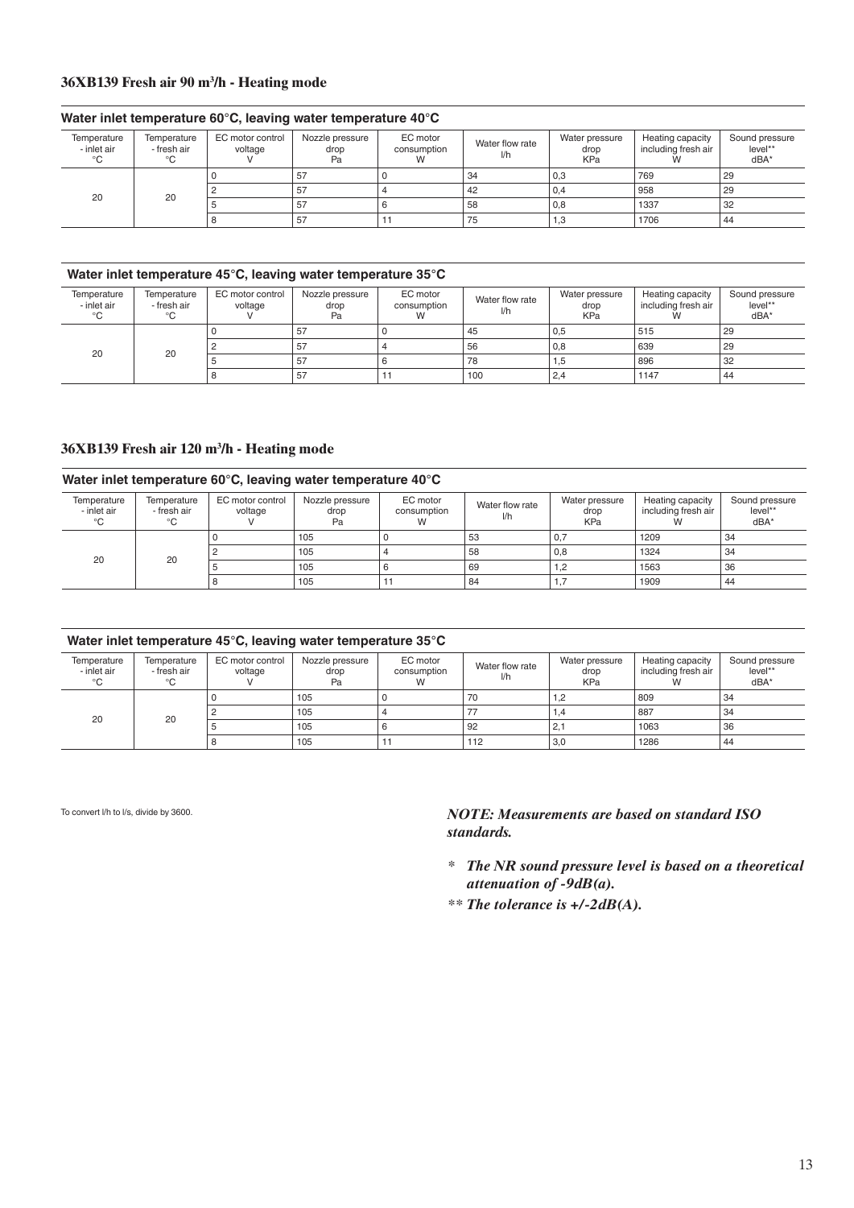### 36XB139 Fresh air 90 m³/h - Heating mode

**Water inlet temperature 60°C, leaving water temperature 40°C**

| Temperature - inlet air °C | Temperature - fresh air °C | EC motor control voltage V | Nozzle pressure drop Pa | EC motor consumption W | Water flow rate l/h | Water pressure drop KPa | Heating capacity including fresh air W | Sound pressure level** dBA* |
|---|---|---|---|---|---|---|---|---|
| 20 | 20 | 0 | 57 | 0 | 34 | 0,3 | 769 | 29 |
| | | 2 | 57 | 4 | 42 | 0,4 | 958 | 29 |
| | | 5 | 57 | 6 | 58 | 0,8 | 1337 | 32 |
| | | 8 | 57 | 11 | 75 | 1,3 | 1706 | 44 |

**Water inlet temperature 45°C, leaving water temperature 35°C**

| Temperature - inlet air °C | Temperature - fresh air °C | EC motor control voltage V | Nozzle pressure drop Pa | EC motor consumption W | Water flow rate l/h | Water pressure drop KPa | Heating capacity including fresh air W | Sound pressure level** dBA* |
|---|---|---|---|---|---|---|---|---|
| 20 | 20 | 0 | 57 | 0 | 45 | 0,5 | 515 | 29 |
| | | 2 | 57 | 4 | 56 | 0,8 | 639 | 29 |
| | | 5 | 57 | 6 | 78 | 1,5 | 896 | 32 |
| | | 8 | 57 | 11 | 100 | 2,4 | 1147 | 44 |

### 36XB139 Fresh air 120 m³/h - Heating mode

**Water inlet temperature 60°C, leaving water temperature 40°C**

| Temperature - inlet air °C | Temperature - fresh air °C | EC motor control voltage V | Nozzle pressure drop Pa | EC motor consumption W | Water flow rate l/h | Water pressure drop KPa | Heating capacity including fresh air W | Sound pressure level** dBA* |
|---|---|---|---|---|---|---|---|---|
| 20 | 20 | 0 | 105 | 0 | 53 | 0,7 | 1209 | 34 |
| | | 2 | 105 | 4 | 58 | 0,8 | 1324 | 34 |
| | | 5 | 105 | 6 | 69 | 1,2 | 1563 | 36 |
| | | 8 | 105 | 11 | 84 | 1,7 | 1909 | 44 |

**Water inlet temperature 45°C, leaving water temperature 35°C**

| Temperature - inlet air °C | Temperature - fresh air °C | EC motor control voltage V | Nozzle pressure drop Pa | EC motor consumption W | Water flow rate l/h | Water pressure drop KPa | Heating capacity including fresh air W | Sound pressure level** dBA* |
|---|---|---|---|---|---|---|---|---|
| 20 | 20 | 0 | 105 | 0 | 70 | 1,2 | 809 | 34 |
| | | 2 | 105 | 4 | 77 | 1,4 | 887 | 34 |
| | | 5 | 105 | 6 | 92 | 2,1 | 1063 | 36 |
| | | 8 | 105 | 11 | 112 | 3,0 | 1286 | 44 |

To convert l/h to l/s, divide by 3600.

***NOTE: Measurements are based on standard ISO standards.***

*\* The NR sound pressure level is based on a theoretical attenuation of -9dB(a).*

*\*\* The tolerance is +/-2dB(A).*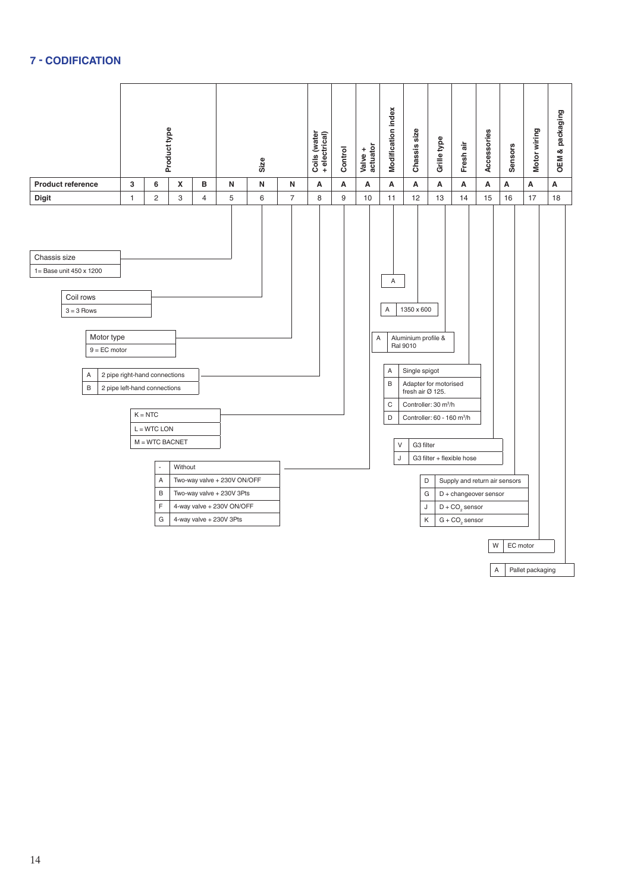## 7 - CODIFICATION

| | Product type | | | | Size | | | Coils (water + electrical) | Control | Valve + actuator | Modification index | Chassis size | Grille type | Fresh air | Accessories | Sensors | Motor wiring | OEM & packaging |
|---|---|---|---|---|---|---|---|---|---|---|---|---|---|---|---|---|---|---|
| **Product reference** | 3 | 6 | X | B | N | N | N | A | A | A | A | A | A | A | A | A | A | A |
| **Digit** | 1 | 2 | 3 | 4 | 5 | 6 | 7 | 8 | 9 | 10 | 11 | 12 | 13 | 14 | 15 | 16 | 17 | 18 |

**Digit 5 – Chassis size**

| Chassis size |
|---|
| 1= Base unit 450 x 1200 |

**Digit 6 – Coil rows**

| Coil rows |
|---|
| 3 = 3 Rows |

**Digit 7 – Motor type**

| Motor type |
|---|
| 9 = EC motor |

**Digit 8 – Coils (water + electrical)**

| | |
|---|---|
| A | 2 pipe right-hand connections |
| B | 2 pipe left-hand connections |

**Digit 9 – Control**

| |
|---|
| K = NTC |
| L = WTC LON |
| M = WTC BACNET |

**Digit 10 – Valve + actuator**

| | |
|---|---|
| - | Without |
| A | Two-way valve + 230V ON/OFF |
| B | Two-way valve + 230V 3Pts |
| F | 4-way valve + 230V ON/OFF |
| G | 4-way valve + 230V 3Pts |

**Digit 11 – Modification index**

| |
|---|
| A |

**Digit 12 – Chassis size**

| | |
|---|---|
| A | 1350 x 600 |

**Digit 13 – Grille type**

| | |
|---|---|
| A | Aluminium profile & Ral 9010 |

**Digit 14 – Fresh air**

| | |
|---|---|
| A | Single spigot |
| B | Adapter for motorised fresh air Ø 125. |
| C | Controller: 30 m³/h |
| D | Controller: 60 - 160 m³/h |

**Digit 15 – Accessories**

| | |
|---|---|
| V | G3 filter |
| J | G3 filter + flexible hose |

**Digit 16 – Sensors**

| | |
|---|---|
| D | Supply and return air sensors |
| G | D + changeover sensor |
| J | D + $CO_2$ sensor |
| K | G + $CO_2$ sensor |

**Digit 17 – Motor wiring**

| | |
|---|---|
| W | EC motor |

**Digit 18 – OEM & packaging**

| | |
|---|---|
| A | Pallet packaging |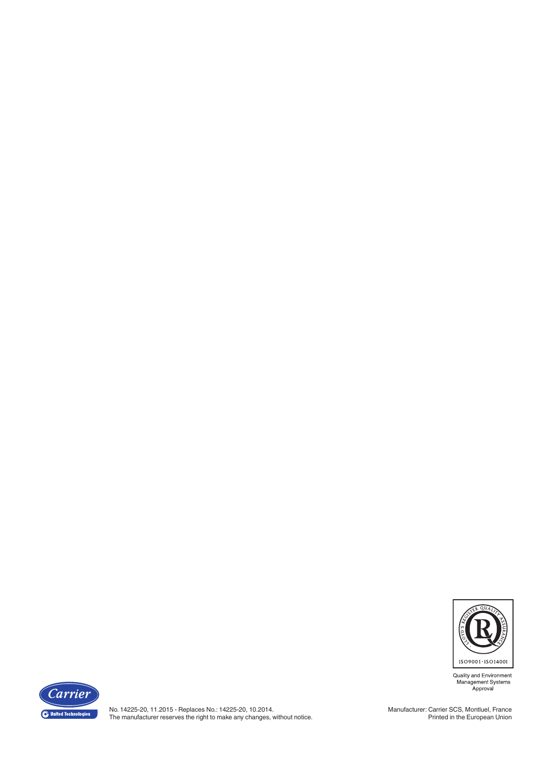ISO9001 · ISO14001

Quality and Environment Management Systems Approval

No. 14225-20, 11.2015 - Replaces No.: 14225-20, 10.2014.
The manufacturer reserves the right to make any changes, without notice.

Manufacturer: Carrier SCS, Montluel, France
Printed in the European Union